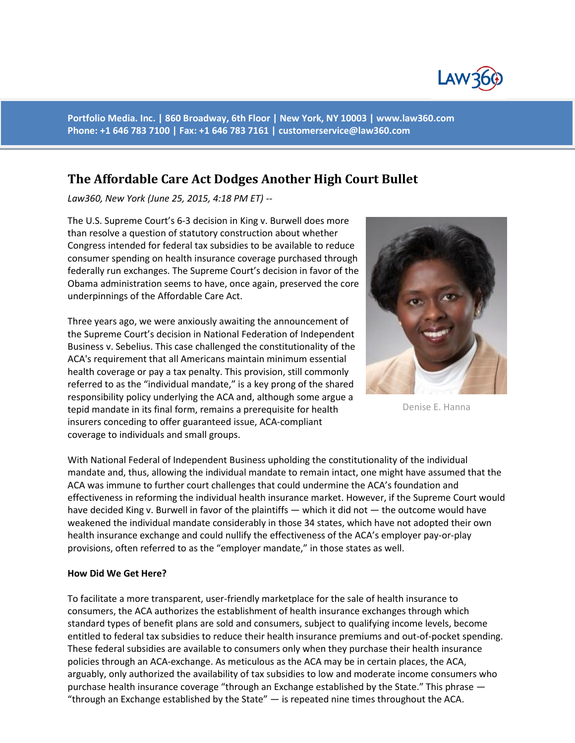Portfolio Media. Inc. | 860 Broadway, 6th Floor | New York, NY 10003 | www.law360.com
Phone: +1 646 783 7100 | Fax: +1 646 783 7161 | customerservice@law360.com

# The Affordable Care Act Dodges Another High Court Bullet

*Law360, New York (June 25, 2015, 4:18 PM ET) --*

The U.S. Supreme Court's 6-3 decision in King v. Burwell does more than resolve a question of statutory construction about whether Congress intended for federal tax subsidies to be available to reduce consumer spending on health insurance coverage purchased through federally run exchanges. The Supreme Court's decision in favor of the Obama administration seems to have, once again, preserved the core underpinnings of the Affordable Care Act.

Denise E. Hanna

Three years ago, we were anxiously awaiting the announcement of the Supreme Court's decision in National Federation of Independent Business v. Sebelius. This case challenged the constitutionality of the ACA's requirement that all Americans maintain minimum essential health coverage or pay a tax penalty. This provision, still commonly referred to as the "individual mandate," is a key prong of the shared responsibility policy underlying the ACA and, although some argue a tepid mandate in its final form, remains a prerequisite for health insurers conceding to offer guaranteed issue, ACA-compliant coverage to individuals and small groups.

With National Federal of Independent Business upholding the constitutionality of the individual mandate and, thus, allowing the individual mandate to remain intact, one might have assumed that the ACA was immune to further court challenges that could undermine the ACA's foundation and effectiveness in reforming the individual health insurance market. However, if the Supreme Court would have decided King v. Burwell in favor of the plaintiffs — which it did not — the outcome would have weakened the individual mandate considerably in those 34 states, which have not adopted their own health insurance exchange and could nullify the effectiveness of the ACA's employer pay-or-play provisions, often referred to as the "employer mandate," in those states as well.

**How Did We Get Here?**

To facilitate a more transparent, user-friendly marketplace for the sale of health insurance to consumers, the ACA authorizes the establishment of health insurance exchanges through which standard types of benefit plans are sold and consumers, subject to qualifying income levels, become entitled to federal tax subsidies to reduce their health insurance premiums and out-of-pocket spending. These federal subsidies are available to consumers only when they purchase their health insurance policies through an ACA-exchange. As meticulous as the ACA may be in certain places, the ACA, arguably, only authorized the availability of tax subsidies to low and moderate income consumers who purchase health insurance coverage "through an Exchange established by the State." This phrase — "through an Exchange established by the State" — is repeated nine times throughout the ACA.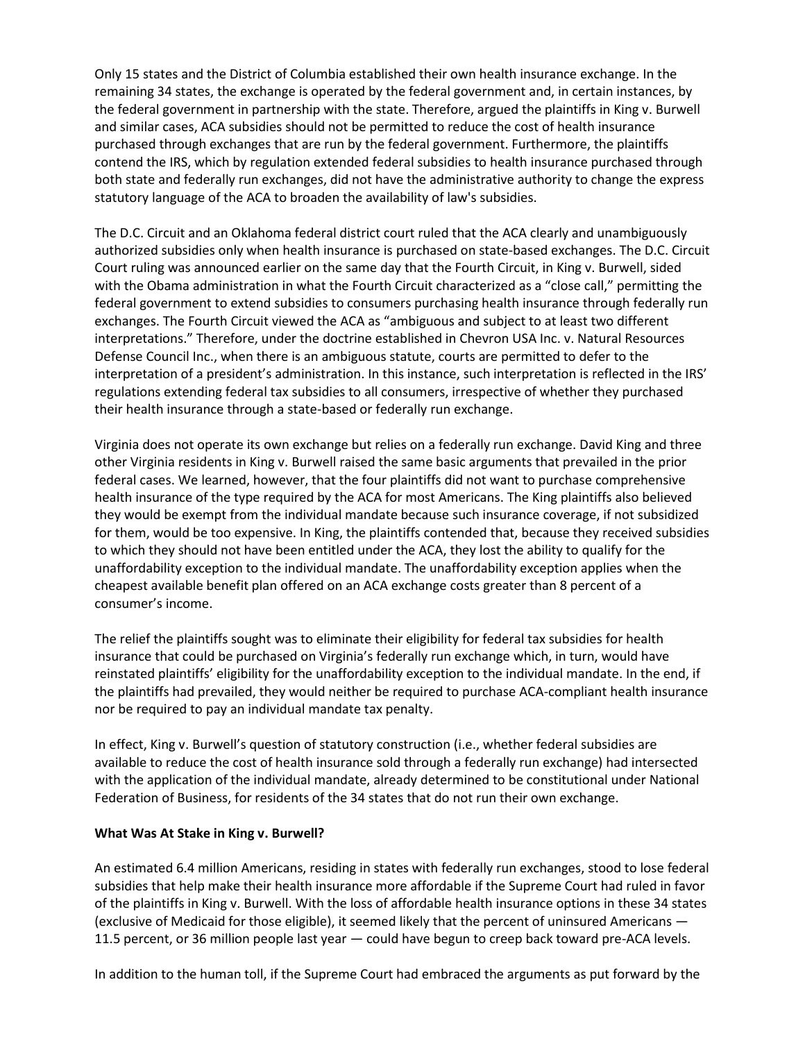Only 15 states and the District of Columbia established their own health insurance exchange. In the remaining 34 states, the exchange is operated by the federal government and, in certain instances, by the federal government in partnership with the state. Therefore, argued the plaintiffs in King v. Burwell and similar cases, ACA subsidies should not be permitted to reduce the cost of health insurance purchased through exchanges that are run by the federal government. Furthermore, the plaintiffs contend the IRS, which by regulation extended federal subsidies to health insurance purchased through both state and federally run exchanges, did not have the administrative authority to change the express statutory language of the ACA to broaden the availability of law's subsidies.

The D.C. Circuit and an Oklahoma federal district court ruled that the ACA clearly and unambiguously authorized subsidies only when health insurance is purchased on state-based exchanges. The D.C. Circuit Court ruling was announced earlier on the same day that the Fourth Circuit, in King v. Burwell, sided with the Obama administration in what the Fourth Circuit characterized as a "close call," permitting the federal government to extend subsidies to consumers purchasing health insurance through federally run exchanges. The Fourth Circuit viewed the ACA as "ambiguous and subject to at least two different interpretations." Therefore, under the doctrine established in Chevron USA Inc. v. Natural Resources Defense Council Inc., when there is an ambiguous statute, courts are permitted to defer to the interpretation of a president's administration. In this instance, such interpretation is reflected in the IRS' regulations extending federal tax subsidies to all consumers, irrespective of whether they purchased their health insurance through a state-based or federally run exchange.

Virginia does not operate its own exchange but relies on a federally run exchange. David King and three other Virginia residents in King v. Burwell raised the same basic arguments that prevailed in the prior federal cases. We learned, however, that the four plaintiffs did not want to purchase comprehensive health insurance of the type required by the ACA for most Americans. The King plaintiffs also believed they would be exempt from the individual mandate because such insurance coverage, if not subsidized for them, would be too expensive. In King, the plaintiffs contended that, because they received subsidies to which they should not have been entitled under the ACA, they lost the ability to qualify for the unaffordability exception to the individual mandate. The unaffordability exception applies when the cheapest available benefit plan offered on an ACA exchange costs greater than 8 percent of a consumer's income.

The relief the plaintiffs sought was to eliminate their eligibility for federal tax subsidies for health insurance that could be purchased on Virginia's federally run exchange which, in turn, would have reinstated plaintiffs' eligibility for the unaffordability exception to the individual mandate. In the end, if the plaintiffs had prevailed, they would neither be required to purchase ACA-compliant health insurance nor be required to pay an individual mandate tax penalty.

In effect, King v. Burwell's question of statutory construction (i.e., whether federal subsidies are available to reduce the cost of health insurance sold through a federally run exchange) had intersected with the application of the individual mandate, already determined to be constitutional under National Federation of Business, for residents of the 34 states that do not run their own exchange.

**What Was At Stake in King v. Burwell?**

An estimated 6.4 million Americans, residing in states with federally run exchanges, stood to lose federal subsidies that help make their health insurance more affordable if the Supreme Court had ruled in favor of the plaintiffs in King v. Burwell. With the loss of affordable health insurance options in these 34 states (exclusive of Medicaid for those eligible), it seemed likely that the percent of uninsured Americans — 11.5 percent, or 36 million people last year — could have begun to creep back toward pre-ACA levels.

In addition to the human toll, if the Supreme Court had embraced the arguments as put forward by the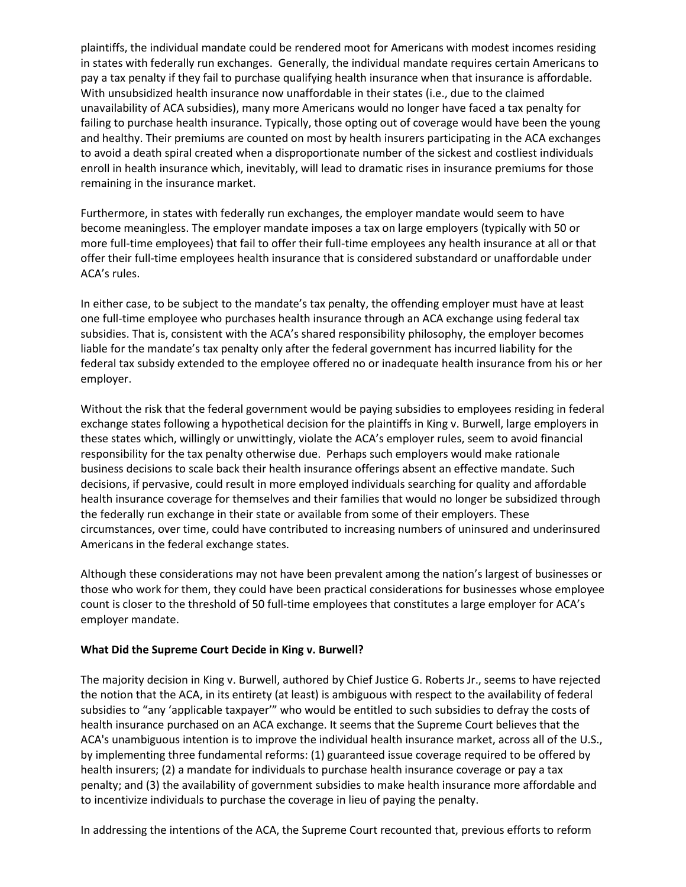plaintiffs, the individual mandate could be rendered moot for Americans with modest incomes residing in states with federally run exchanges. Generally, the individual mandate requires certain Americans to pay a tax penalty if they fail to purchase qualifying health insurance when that insurance is affordable. With unsubsidized health insurance now unaffordable in their states (i.e., due to the claimed unavailability of ACA subsidies), many more Americans would no longer have faced a tax penalty for failing to purchase health insurance. Typically, those opting out of coverage would have been the young and healthy. Their premiums are counted on most by health insurers participating in the ACA exchanges to avoid a death spiral created when a disproportionate number of the sickest and costliest individuals enroll in health insurance which, inevitably, will lead to dramatic rises in insurance premiums for those remaining in the insurance market.

Furthermore, in states with federally run exchanges, the employer mandate would seem to have become meaningless. The employer mandate imposes a tax on large employers (typically with 50 or more full-time employees) that fail to offer their full-time employees any health insurance at all or that offer their full-time employees health insurance that is considered substandard or unaffordable under ACA's rules.

In either case, to be subject to the mandate's tax penalty, the offending employer must have at least one full-time employee who purchases health insurance through an ACA exchange using federal tax subsidies. That is, consistent with the ACA's shared responsibility philosophy, the employer becomes liable for the mandate's tax penalty only after the federal government has incurred liability for the federal tax subsidy extended to the employee offered no or inadequate health insurance from his or her employer.

Without the risk that the federal government would be paying subsidies to employees residing in federal exchange states following a hypothetical decision for the plaintiffs in King v. Burwell, large employers in these states which, willingly or unwittingly, violate the ACA's employer rules, seem to avoid financial responsibility for the tax penalty otherwise due. Perhaps such employers would make rationale business decisions to scale back their health insurance offerings absent an effective mandate. Such decisions, if pervasive, could result in more employed individuals searching for quality and affordable health insurance coverage for themselves and their families that would no longer be subsidized through the federally run exchange in their state or available from some of their employers. These circumstances, over time, could have contributed to increasing numbers of uninsured and underinsured Americans in the federal exchange states.

Although these considerations may not have been prevalent among the nation's largest of businesses or those who work for them, they could have been practical considerations for businesses whose employee count is closer to the threshold of 50 full-time employees that constitutes a large employer for ACA's employer mandate.

**What Did the Supreme Court Decide in King v. Burwell?**

The majority decision in King v. Burwell, authored by Chief Justice G. Roberts Jr., seems to have rejected the notion that the ACA, in its entirety (at least) is ambiguous with respect to the availability of federal subsidies to "any 'applicable taxpayer'" who would be entitled to such subsidies to defray the costs of health insurance purchased on an ACA exchange. It seems that the Supreme Court believes that the ACA's unambiguous intention is to improve the individual health insurance market, across all of the U.S., by implementing three fundamental reforms: (1) guaranteed issue coverage required to be offered by health insurers; (2) a mandate for individuals to purchase health insurance coverage or pay a tax penalty; and (3) the availability of government subsidies to make health insurance more affordable and to incentivize individuals to purchase the coverage in lieu of paying the penalty.

In addressing the intentions of the ACA, the Supreme Court recounted that, previous efforts to reform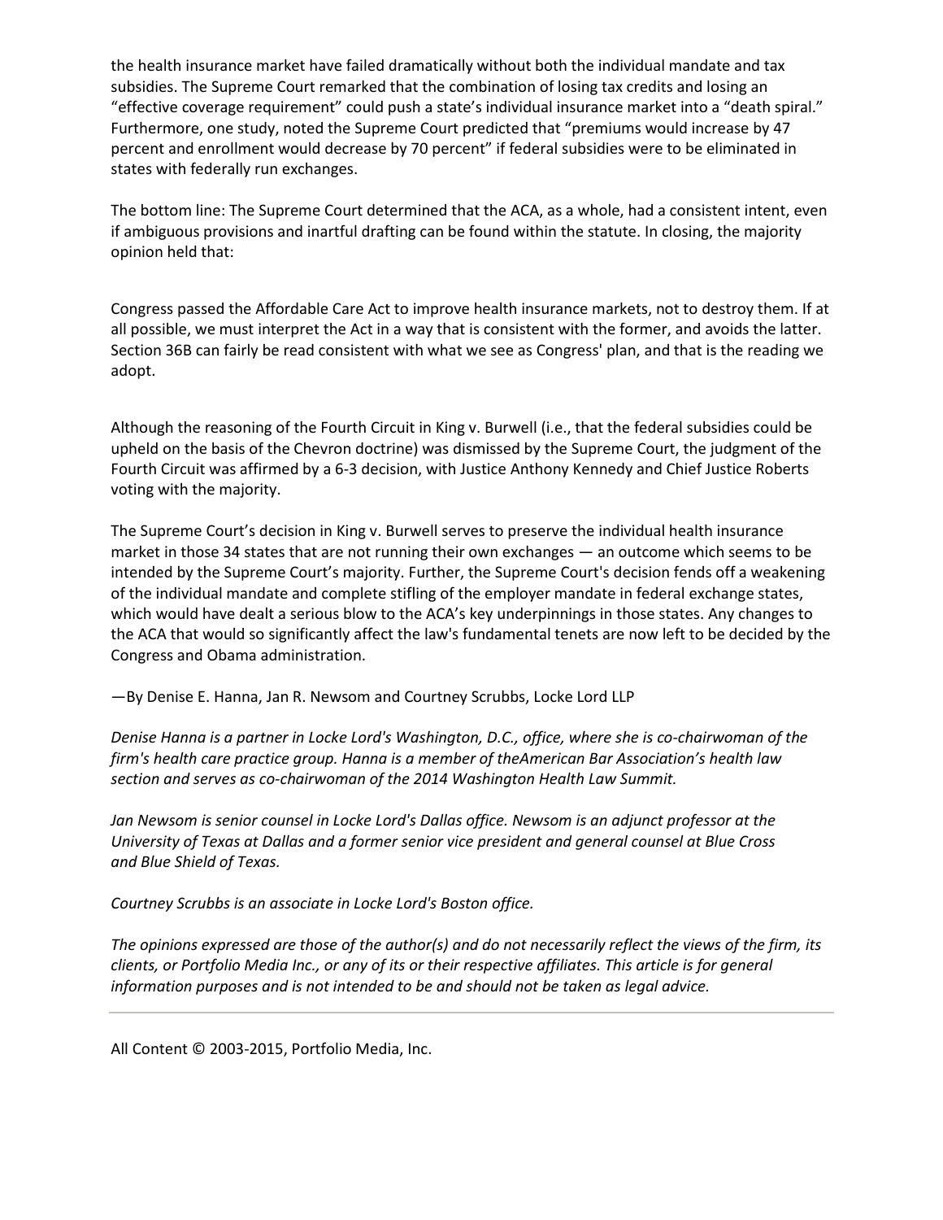the health insurance market have failed dramatically without both the individual mandate and tax subsidies. The Supreme Court remarked that the combination of losing tax credits and losing an "effective coverage requirement" could push a state's individual insurance market into a "death spiral." Furthermore, one study, noted the Supreme Court predicted that "premiums would increase by 47 percent and enrollment would decrease by 70 percent" if federal subsidies were to be eliminated in states with federally run exchanges.

The bottom line: The Supreme Court determined that the ACA, as a whole, had a consistent intent, even if ambiguous provisions and inartful drafting can be found within the statute. In closing, the majority opinion held that:

Congress passed the Affordable Care Act to improve health insurance markets, not to destroy them. If at all possible, we must interpret the Act in a way that is consistent with the former, and avoids the latter. Section 36B can fairly be read consistent with what we see as Congress' plan, and that is the reading we adopt.

Although the reasoning of the Fourth Circuit in King v. Burwell (i.e., that the federal subsidies could be upheld on the basis of the Chevron doctrine) was dismissed by the Supreme Court, the judgment of the Fourth Circuit was affirmed by a 6-3 decision, with Justice Anthony Kennedy and Chief Justice Roberts voting with the majority.

The Supreme Court's decision in King v. Burwell serves to preserve the individual health insurance market in those 34 states that are not running their own exchanges — an outcome which seems to be intended by the Supreme Court's majority. Further, the Supreme Court's decision fends off a weakening of the individual mandate and complete stifling of the employer mandate in federal exchange states, which would have dealt a serious blow to the ACA's key underpinnings in those states. Any changes to the ACA that would so significantly affect the law's fundamental tenets are now left to be decided by the Congress and Obama administration.

—By Denise E. Hanna, Jan R. Newsom and Courtney Scrubbs, Locke Lord LLP

*Denise Hanna is a partner in Locke Lord's Washington, D.C., office, where she is co-chairwoman of the firm's health care practice group. Hanna is a member of theAmerican Bar Association's health law section and serves as co-chairwoman of the 2014 Washington Health Law Summit.*

*Jan Newsom is senior counsel in Locke Lord's Dallas office. Newsom is an adjunct professor at the University of Texas at Dallas and a former senior vice president and general counsel at Blue Cross and Blue Shield of Texas.*

*Courtney Scrubbs is an associate in Locke Lord's Boston office.*

*The opinions expressed are those of the author(s) and do not necessarily reflect the views of the firm, its clients, or Portfolio Media Inc., or any of its or their respective affiliates. This article is for general information purposes and is not intended to be and should not be taken as legal advice.*

---

All Content © 2003-2015, Portfolio Media, Inc.